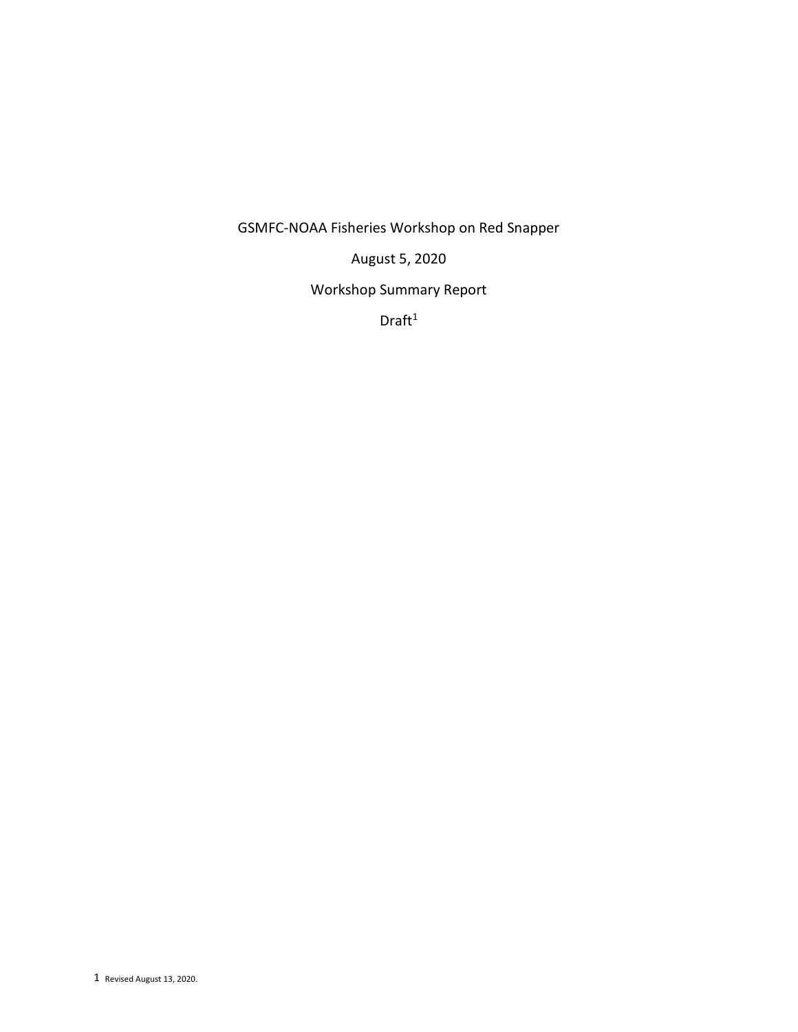GSMFC-NOAA Fisheries Workshop on Red Snapper

August 5, 2020

Workshop Summary Report

Draft[1]

[1] Revised August 13, 2020.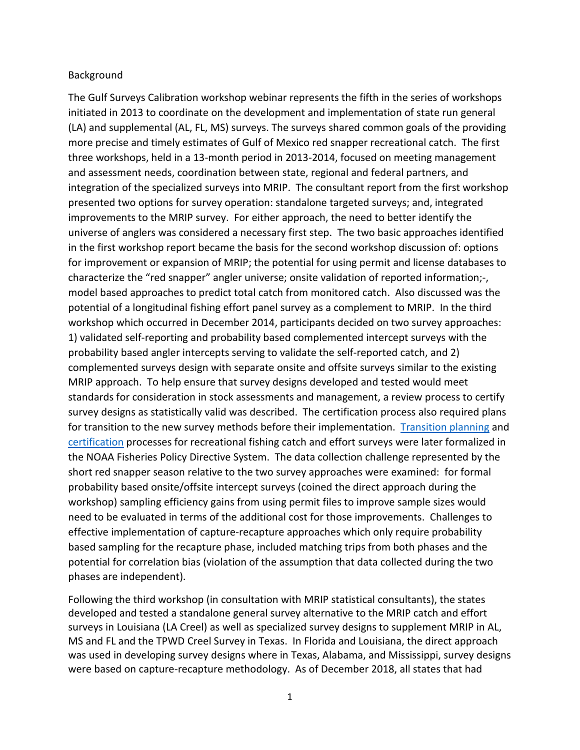Background

The Gulf Surveys Calibration workshop webinar represents the fifth in the series of workshops initiated in 2013 to coordinate on the development and implementation of state run general (LA) and supplemental (AL, FL, MS) surveys. The surveys shared common goals of the providing more precise and timely estimates of Gulf of Mexico red snapper recreational catch. The first three workshops, held in a 13-month period in 2013-2014, focused on meeting management and assessment needs, coordination between state, regional and federal partners, and integration of the specialized surveys into MRIP. The consultant report from the first workshop presented two options for survey operation: standalone targeted surveys; and, integrated improvements to the MRIP survey. For either approach, the need to better identify the universe of anglers was considered a necessary first step. The two basic approaches identified in the first workshop report became the basis for the second workshop discussion of: options for improvement or expansion of MRIP; the potential for using permit and license databases to characterize the "red snapper" angler universe; onsite validation of reported information;-, model based approaches to predict total catch from monitored catch. Also discussed was the potential of a longitudinal fishing effort panel survey as a complement to MRIP. In the third workshop which occurred in December 2014, participants decided on two survey approaches: 1) validated self-reporting and probability based complemented intercept surveys with the probability based angler intercepts serving to validate the self-reported catch, and 2) complemented surveys design with separate onsite and offsite surveys similar to the existing MRIP approach. To help ensure that survey designs developed and tested would meet standards for consideration in stock assessments and management, a review process to certify survey designs as statistically valid was described. The certification process also required plans for transition to the new survey methods before their implementation. Transition planning and certification processes for recreational fishing catch and effort surveys were later formalized in the NOAA Fisheries Policy Directive System. The data collection challenge represented by the short red snapper season relative to the two survey approaches were examined: for formal probability based onsite/offsite intercept surveys (coined the direct approach during the workshop) sampling efficiency gains from using permit files to improve sample sizes would need to be evaluated in terms of the additional cost for those improvements. Challenges to effective implementation of capture-recapture approaches which only require probability based sampling for the recapture phase, included matching trips from both phases and the potential for correlation bias (violation of the assumption that data collected during the two phases are independent).

Following the third workshop (in consultation with MRIP statistical consultants), the states developed and tested a standalone general survey alternative to the MRIP catch and effort surveys in Louisiana (LA Creel) as well as specialized survey designs to supplement MRIP in AL, MS and FL and the TPWD Creel Survey in Texas. In Florida and Louisiana, the direct approach was used in developing survey designs where in Texas, Alabama, and Mississippi, survey designs were based on capture-recapture methodology. As of December 2018, all states that had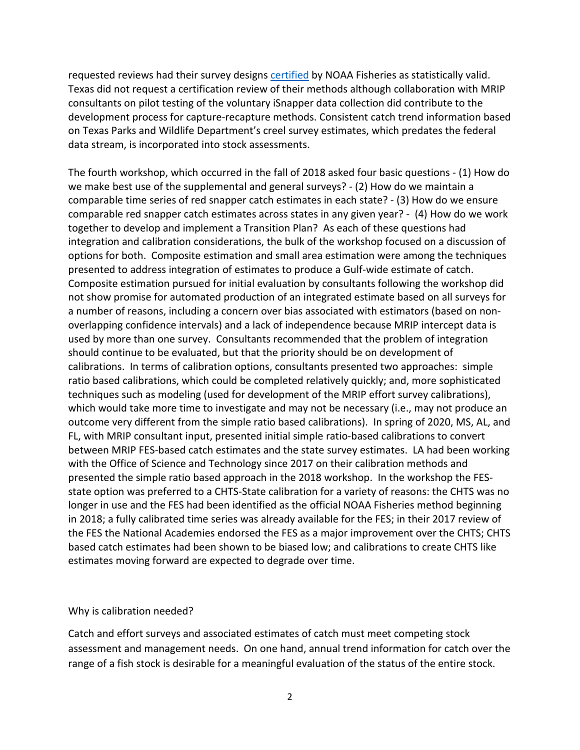requested reviews had their survey designs [certified](certified) by NOAA Fisheries as statistically valid. Texas did not request a certification review of their methods although collaboration with MRIP consultants on pilot testing of the voluntary iSnapper data collection did contribute to the development process for capture-recapture methods. Consistent catch trend information based on Texas Parks and Wildlife Department's creel survey estimates, which predates the federal data stream, is incorporated into stock assessments.

The fourth workshop, which occurred in the fall of 2018 asked four basic questions - (1) How do we make best use of the supplemental and general surveys? - (2) How do we maintain a comparable time series of red snapper catch estimates in each state? - (3) How do we ensure comparable red snapper catch estimates across states in any given year? - (4) How do we work together to develop and implement a Transition Plan? As each of these questions had integration and calibration considerations, the bulk of the workshop focused on a discussion of options for both. Composite estimation and small area estimation were among the techniques presented to address integration of estimates to produce a Gulf-wide estimate of catch. Composite estimation pursued for initial evaluation by consultants following the workshop did not show promise for automated production of an integrated estimate based on all surveys for a number of reasons, including a concern over bias associated with estimators (based on non-overlapping confidence intervals) and a lack of independence because MRIP intercept data is used by more than one survey. Consultants recommended that the problem of integration should continue to be evaluated, but that the priority should be on development of calibrations. In terms of calibration options, consultants presented two approaches: simple ratio based calibrations, which could be completed relatively quickly; and, more sophisticated techniques such as modeling (used for development of the MRIP effort survey calibrations), which would take more time to investigate and may not be necessary (i.e., may not produce an outcome very different from the simple ratio based calibrations). In spring of 2020, MS, AL, and FL, with MRIP consultant input, presented initial simple ratio-based calibrations to convert between MRIP FES-based catch estimates and the state survey estimates. LA had been working with the Office of Science and Technology since 2017 on their calibration methods and presented the simple ratio based approach in the 2018 workshop. In the workshop the FES-state option was preferred to a CHTS-State calibration for a variety of reasons: the CHTS was no longer in use and the FES had been identified as the official NOAA Fisheries method beginning in 2018; a fully calibrated time series was already available for the FES; in their 2017 review of the FES the National Academies endorsed the FES as a major improvement over the CHTS; CHTS based catch estimates had been shown to be biased low; and calibrations to create CHTS like estimates moving forward are expected to degrade over time.

Why is calibration needed?

Catch and effort surveys and associated estimates of catch must meet competing stock assessment and management needs. On one hand, annual trend information for catch over the range of a fish stock is desirable for a meaningful evaluation of the status of the entire stock.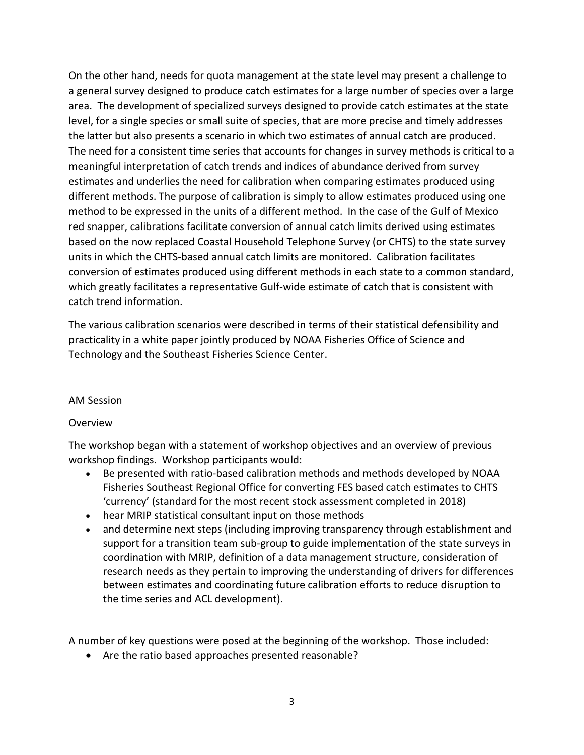On the other hand, needs for quota management at the state level may present a challenge to a general survey designed to produce catch estimates for a large number of species over a large area. The development of specialized surveys designed to provide catch estimates at the state level, for a single species or small suite of species, that are more precise and timely addresses the latter but also presents a scenario in which two estimates of annual catch are produced. The need for a consistent time series that accounts for changes in survey methods is critical to a meaningful interpretation of catch trends and indices of abundance derived from survey estimates and underlies the need for calibration when comparing estimates produced using different methods. The purpose of calibration is simply to allow estimates produced using one method to be expressed in the units of a different method. In the case of the Gulf of Mexico red snapper, calibrations facilitate conversion of annual catch limits derived using estimates based on the now replaced Coastal Household Telephone Survey (or CHTS) to the state survey units in which the CHTS-based annual catch limits are monitored. Calibration facilitates conversion of estimates produced using different methods in each state to a common standard, which greatly facilitates a representative Gulf-wide estimate of catch that is consistent with catch trend information.

The various calibration scenarios were described in terms of their statistical defensibility and practicality in a white paper jointly produced by NOAA Fisheries Office of Science and Technology and the Southeast Fisheries Science Center.

## AM Session

### Overview

The workshop began with a statement of workshop objectives and an overview of previous workshop findings. Workshop participants would:

- Be presented with ratio-based calibration methods and methods developed by NOAA Fisheries Southeast Regional Office for converting FES based catch estimates to CHTS 'currency' (standard for the most recent stock assessment completed in 2018)
- hear MRIP statistical consultant input on those methods
- and determine next steps (including improving transparency through establishment and support for a transition team sub-group to guide implementation of the state surveys in coordination with MRIP, definition of a data management structure, consideration of research needs as they pertain to improving the understanding of drivers for differences between estimates and coordinating future calibration efforts to reduce disruption to the time series and ACL development).

A number of key questions were posed at the beginning of the workshop. Those included:

- Are the ratio based approaches presented reasonable?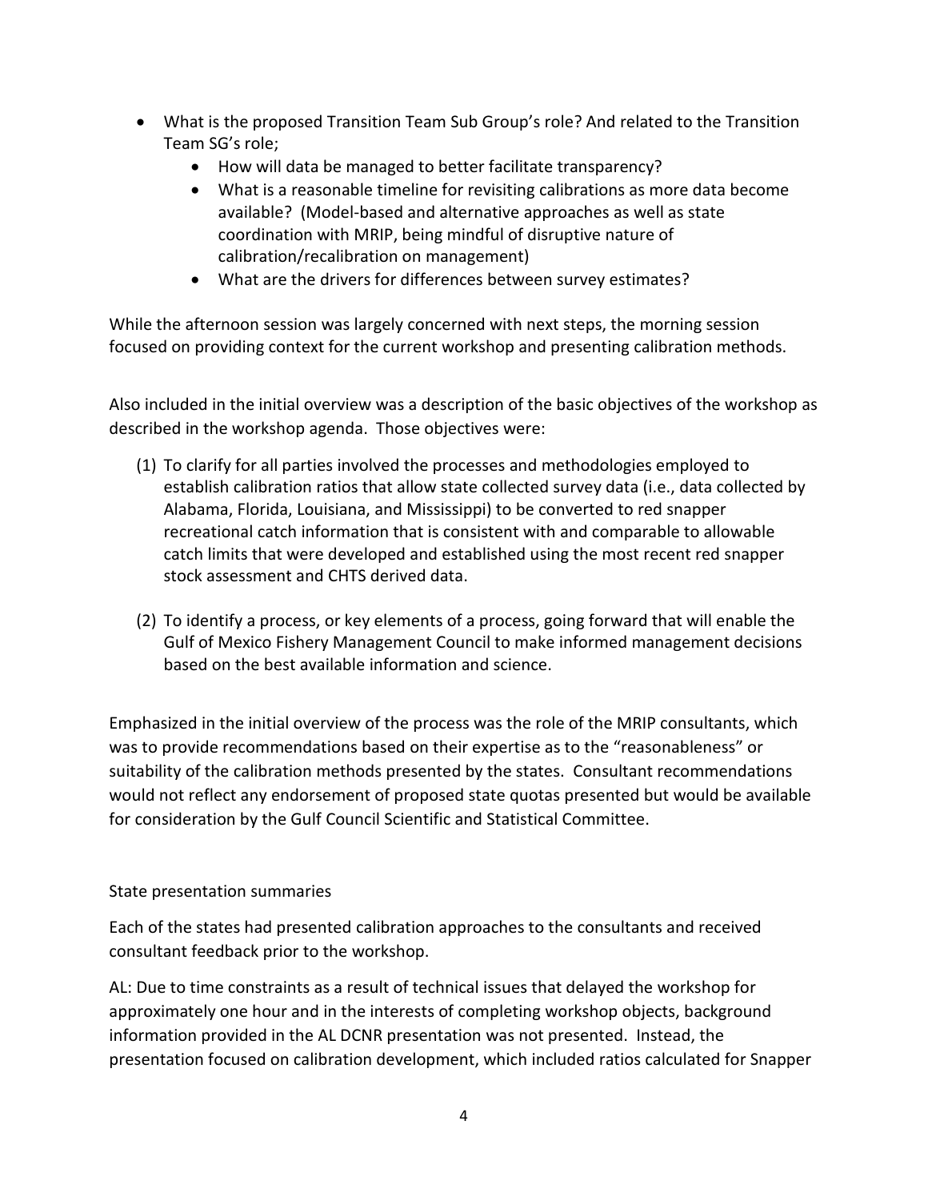- What is the proposed Transition Team Sub Group's role? And related to the Transition Team SG's role;
    - How will data be managed to better facilitate transparency?
    - What is a reasonable timeline for revisiting calibrations as more data become available? (Model-based and alternative approaches as well as state coordination with MRIP, being mindful of disruptive nature of calibration/recalibration on management)
    - What are the drivers for differences between survey estimates?

While the afternoon session was largely concerned with next steps, the morning session focused on providing context for the current workshop and presenting calibration methods.

Also included in the initial overview was a description of the basic objectives of the workshop as described in the workshop agenda. Those objectives were:

(1) To clarify for all parties involved the processes and methodologies employed to establish calibration ratios that allow state collected survey data (i.e., data collected by Alabama, Florida, Louisiana, and Mississippi) to be converted to red snapper recreational catch information that is consistent with and comparable to allowable catch limits that were developed and established using the most recent red snapper stock assessment and CHTS derived data.

(2) To identify a process, or key elements of a process, going forward that will enable the Gulf of Mexico Fishery Management Council to make informed management decisions based on the best available information and science.

Emphasized in the initial overview of the process was the role of the MRIP consultants, which was to provide recommendations based on their expertise as to the "reasonableness" or suitability of the calibration methods presented by the states. Consultant recommendations would not reflect any endorsement of proposed state quotas presented but would be available for consideration by the Gulf Council Scientific and Statistical Committee.

State presentation summaries

Each of the states had presented calibration approaches to the consultants and received consultant feedback prior to the workshop.

AL: Due to time constraints as a result of technical issues that delayed the workshop for approximately one hour and in the interests of completing workshop objects, background information provided in the AL DCNR presentation was not presented. Instead, the presentation focused on calibration development, which included ratios calculated for Snapper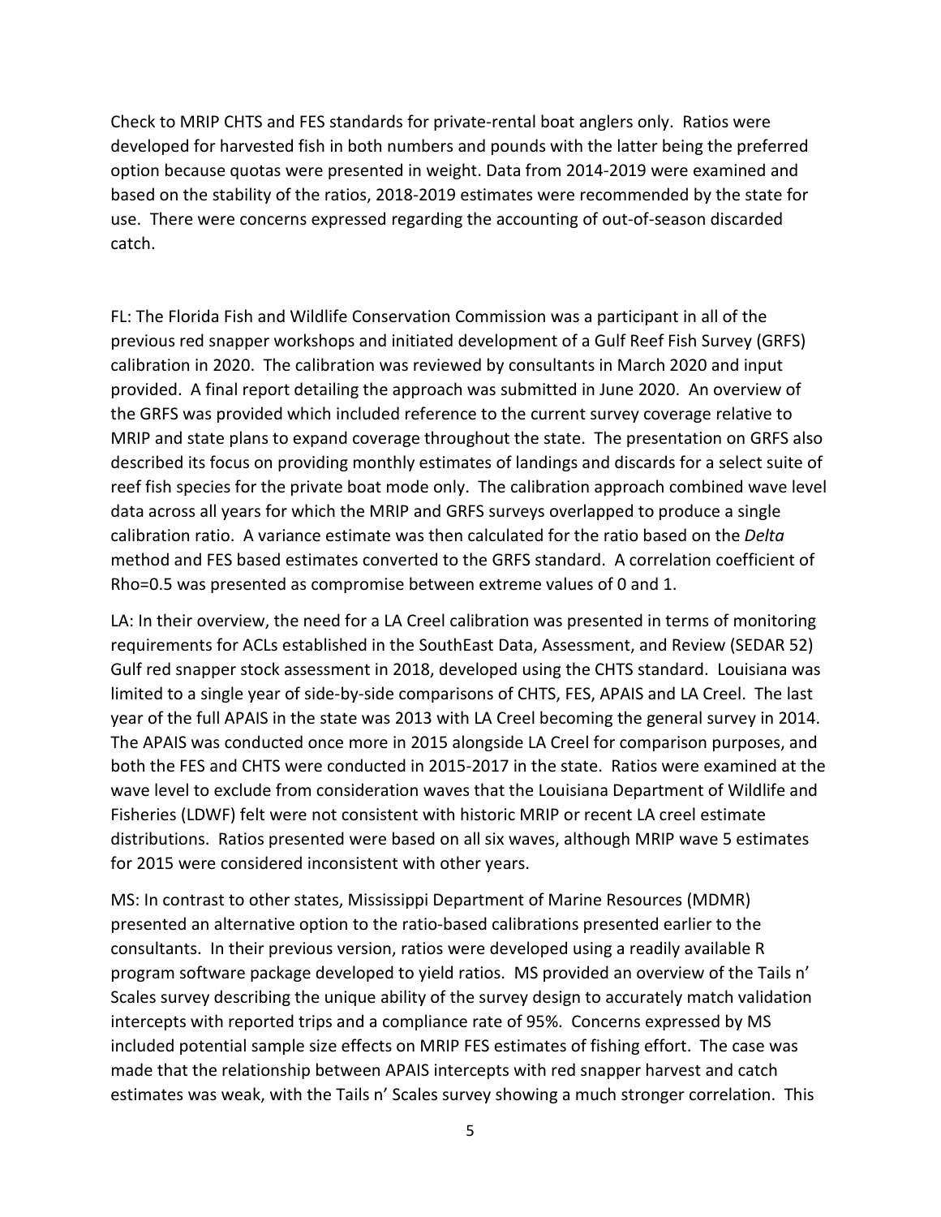Check to MRIP CHTS and FES standards for private-rental boat anglers only. Ratios were developed for harvested fish in both numbers and pounds with the latter being the preferred option because quotas were presented in weight. Data from 2014-2019 were examined and based on the stability of the ratios, 2018-2019 estimates were recommended by the state for use. There were concerns expressed regarding the accounting of out-of-season discarded catch.

FL: The Florida Fish and Wildlife Conservation Commission was a participant in all of the previous red snapper workshops and initiated development of a Gulf Reef Fish Survey (GRFS) calibration in 2020. The calibration was reviewed by consultants in March 2020 and input provided. A final report detailing the approach was submitted in June 2020. An overview of the GRFS was provided which included reference to the current survey coverage relative to MRIP and state plans to expand coverage throughout the state. The presentation on GRFS also described its focus on providing monthly estimates of landings and discards for a select suite of reef fish species for the private boat mode only. The calibration approach combined wave level data across all years for which the MRIP and GRFS surveys overlapped to produce a single calibration ratio. A variance estimate was then calculated for the ratio based on the *Delta* method and FES based estimates converted to the GRFS standard. A correlation coefficient of Rho=0.5 was presented as compromise between extreme values of 0 and 1.

LA: In their overview, the need for a LA Creel calibration was presented in terms of monitoring requirements for ACLs established in the SouthEast Data, Assessment, and Review (SEDAR 52) Gulf red snapper stock assessment in 2018, developed using the CHTS standard. Louisiana was limited to a single year of side-by-side comparisons of CHTS, FES, APAIS and LA Creel. The last year of the full APAIS in the state was 2013 with LA Creel becoming the general survey in 2014. The APAIS was conducted once more in 2015 alongside LA Creel for comparison purposes, and both the FES and CHTS were conducted in 2015-2017 in the state. Ratios were examined at the wave level to exclude from consideration waves that the Louisiana Department of Wildlife and Fisheries (LDWF) felt were not consistent with historic MRIP or recent LA creel estimate distributions. Ratios presented were based on all six waves, although MRIP wave 5 estimates for 2015 were considered inconsistent with other years.

MS: In contrast to other states, Mississippi Department of Marine Resources (MDMR) presented an alternative option to the ratio-based calibrations presented earlier to the consultants. In their previous version, ratios were developed using a readily available R program software package developed to yield ratios. MS provided an overview of the Tails n' Scales survey describing the unique ability of the survey design to accurately match validation intercepts with reported trips and a compliance rate of 95%. Concerns expressed by MS included potential sample size effects on MRIP FES estimates of fishing effort. The case was made that the relationship between APAIS intercepts with red snapper harvest and catch estimates was weak, with the Tails n' Scales survey showing a much stronger correlation. This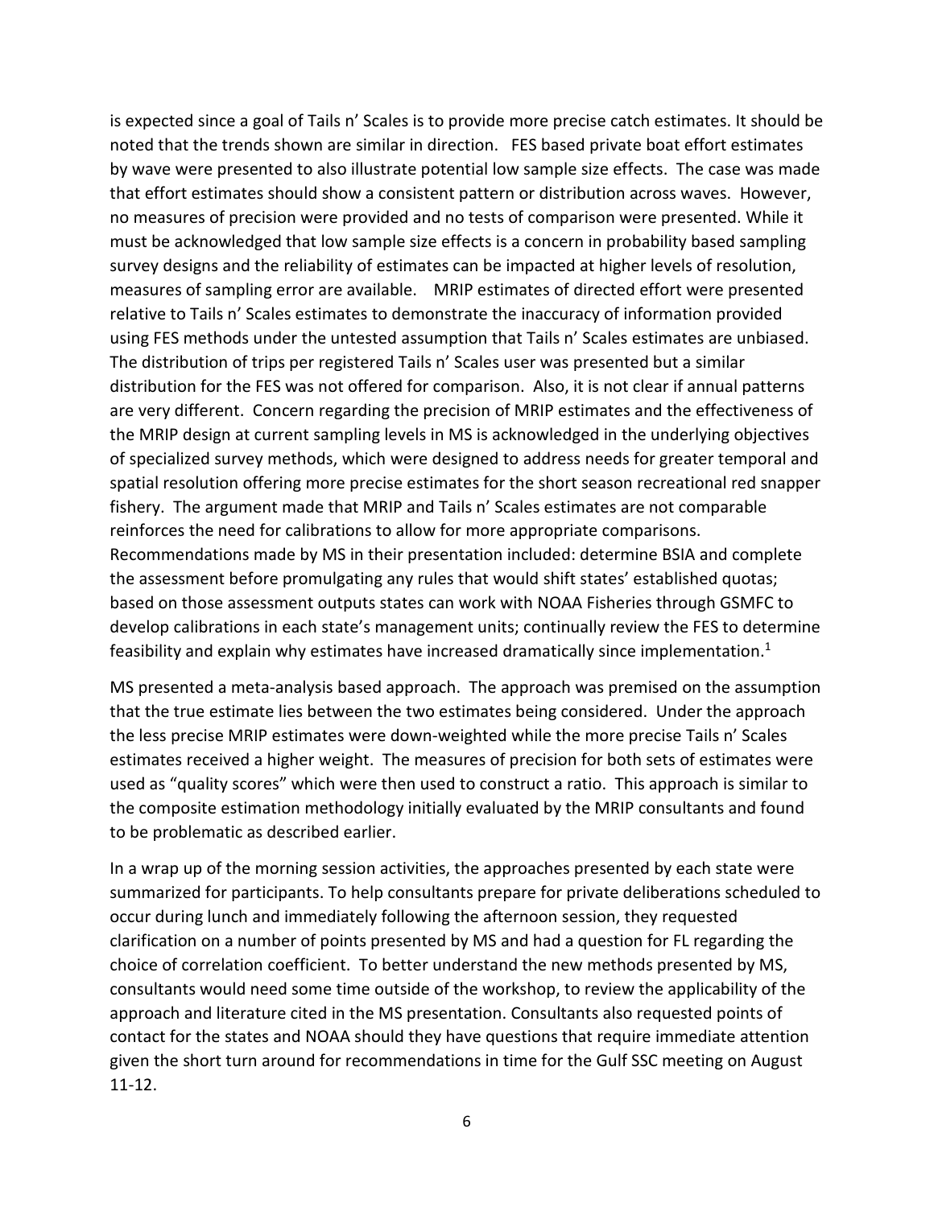is expected since a goal of Tails n' Scales is to provide more precise catch estimates. It should be noted that the trends shown are similar in direction. FES based private boat effort estimates by wave were presented to also illustrate potential low sample size effects. The case was made that effort estimates should show a consistent pattern or distribution across waves. However, no measures of precision were provided and no tests of comparison were presented. While it must be acknowledged that low sample size effects is a concern in probability based sampling survey designs and the reliability of estimates can be impacted at higher levels of resolution, measures of sampling error are available. MRIP estimates of directed effort were presented relative to Tails n' Scales estimates to demonstrate the inaccuracy of information provided using FES methods under the untested assumption that Tails n' Scales estimates are unbiased. The distribution of trips per registered Tails n' Scales user was presented but a similar distribution for the FES was not offered for comparison. Also, it is not clear if annual patterns are very different. Concern regarding the precision of MRIP estimates and the effectiveness of the MRIP design at current sampling levels in MS is acknowledged in the underlying objectives of specialized survey methods, which were designed to address needs for greater temporal and spatial resolution offering more precise estimates for the short season recreational red snapper fishery. The argument made that MRIP and Tails n' Scales estimates are not comparable reinforces the need for calibrations to allow for more appropriate comparisons. Recommendations made by MS in their presentation included: determine BSIA and complete the assessment before promulgating any rules that would shift states' established quotas; based on those assessment outputs states can work with NOAA Fisheries through GSMFC to develop calibrations in each state's management units; continually review the FES to determine feasibility and explain why estimates have increased dramatically since implementation.[1]

MS presented a meta-analysis based approach. The approach was premised on the assumption that the true estimate lies between the two estimates being considered. Under the approach the less precise MRIP estimates were down-weighted while the more precise Tails n' Scales estimates received a higher weight. The measures of precision for both sets of estimates were used as "quality scores" which were then used to construct a ratio. This approach is similar to the composite estimation methodology initially evaluated by the MRIP consultants and found to be problematic as described earlier.

In a wrap up of the morning session activities, the approaches presented by each state were summarized for participants. To help consultants prepare for private deliberations scheduled to occur during lunch and immediately following the afternoon session, they requested clarification on a number of points presented by MS and had a question for FL regarding the choice of correlation coefficient. To better understand the new methods presented by MS, consultants would need some time outside of the workshop, to review the applicability of the approach and literature cited in the MS presentation. Consultants also requested points of contact for the states and NOAA should they have questions that require immediate attention given the short turn around for recommendations in time for the Gulf SSC meeting on August 11-12.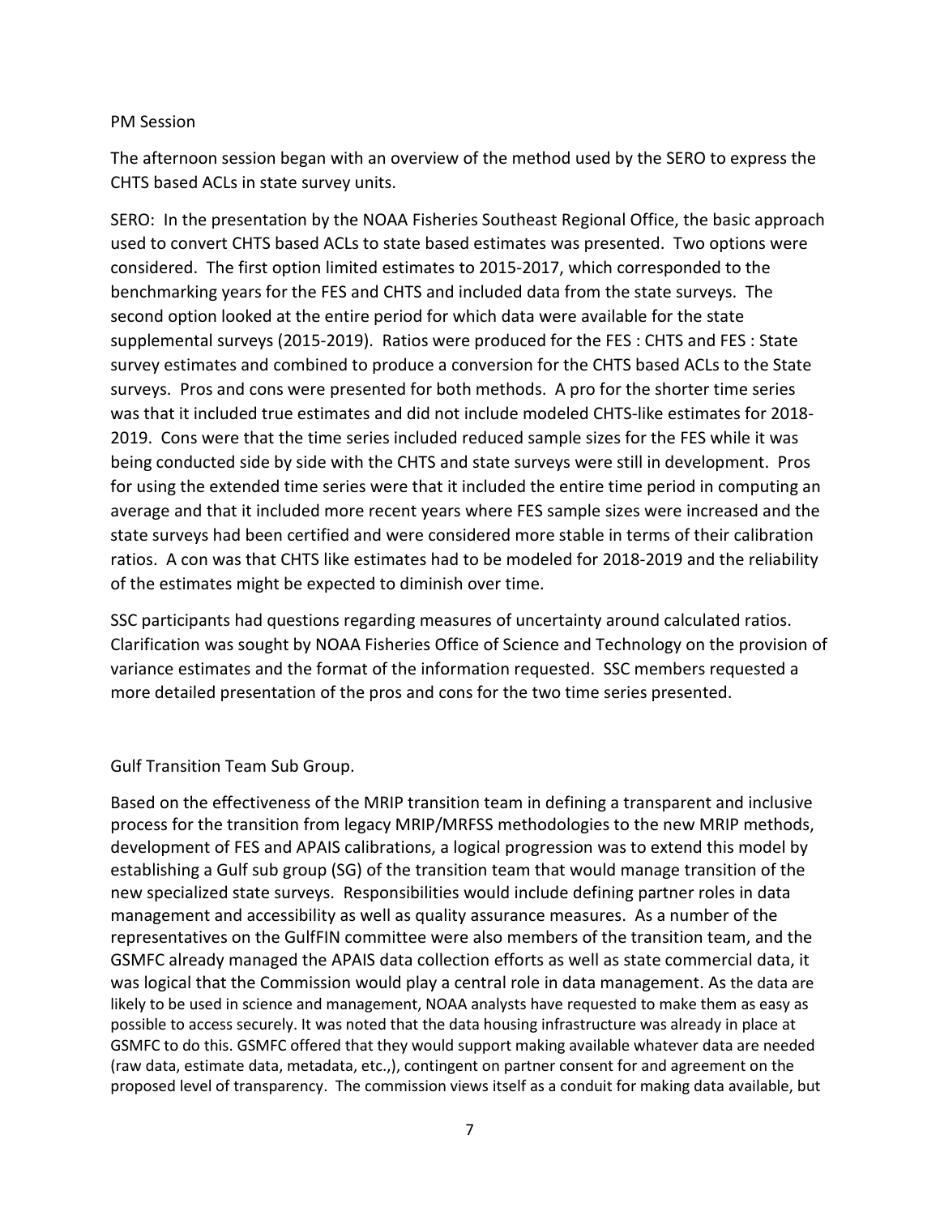PM Session

The afternoon session began with an overview of the method used by the SERO to express the CHTS based ACLs in state survey units.

SERO: In the presentation by the NOAA Fisheries Southeast Regional Office, the basic approach used to convert CHTS based ACLs to state based estimates was presented. Two options were considered. The first option limited estimates to 2015-2017, which corresponded to the benchmarking years for the FES and CHTS and included data from the state surveys. The second option looked at the entire period for which data were available for the state supplemental surveys (2015-2019). Ratios were produced for the FES : CHTS and FES : State survey estimates and combined to produce a conversion for the CHTS based ACLs to the State surveys. Pros and cons were presented for both methods. A pro for the shorter time series was that it included true estimates and did not include modeled CHTS-like estimates for 2018-2019. Cons were that the time series included reduced sample sizes for the FES while it was being conducted side by side with the CHTS and state surveys were still in development. Pros for using the extended time series were that it included the entire time period in computing an average and that it included more recent years where FES sample sizes were increased and the state surveys had been certified and were considered more stable in terms of their calibration ratios. A con was that CHTS like estimates had to be modeled for 2018-2019 and the reliability of the estimates might be expected to diminish over time.

SSC participants had questions regarding measures of uncertainty around calculated ratios. Clarification was sought by NOAA Fisheries Office of Science and Technology on the provision of variance estimates and the format of the information requested. SSC members requested a more detailed presentation of the pros and cons for the two time series presented.

Gulf Transition Team Sub Group.

Based on the effectiveness of the MRIP transition team in defining a transparent and inclusive process for the transition from legacy MRIP/MRFSS methodologies to the new MRIP methods, development of FES and APAIS calibrations, a logical progression was to extend this model by establishing a Gulf sub group (SG) of the transition team that would manage transition of the new specialized state surveys. Responsibilities would include defining partner roles in data management and accessibility as well as quality assurance measures. As a number of the representatives on the GulfFIN committee were also members of the transition team, and the GSMFC already managed the APAIS data collection efforts as well as state commercial data, it was logical that the Commission would play a central role in data management. As the data are likely to be used in science and management, NOAA analysts have requested to make them as easy as possible to access securely. It was noted that the data housing infrastructure was already in place at GSMFC to do this. GSMFC offered that they would support making available whatever data are needed (raw data, estimate data, metadata, etc.,), contingent on partner consent for and agreement on the proposed level of transparency. The commission views itself as a conduit for making data available, but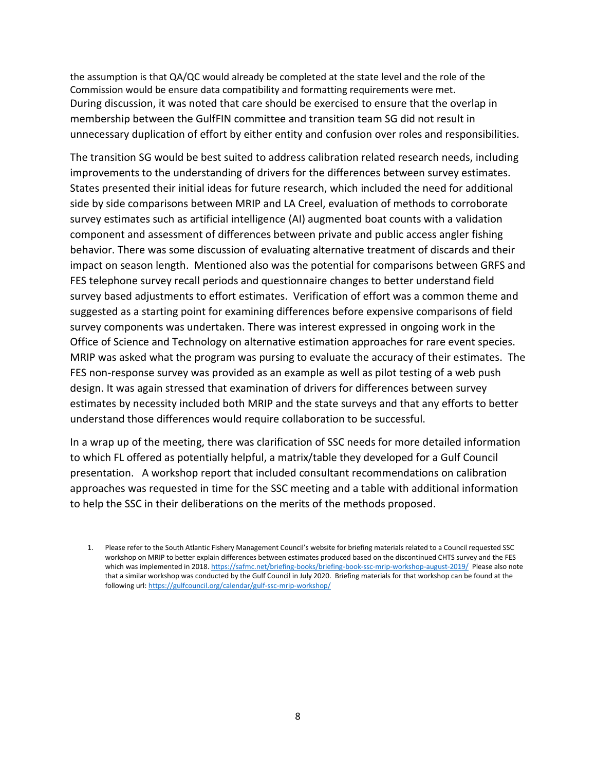the assumption is that QA/QC would already be completed at the state level and the role of the Commission would be ensure data compatibility and formatting requirements were met.
During discussion, it was noted that care should be exercised to ensure that the overlap in membership between the GulfFIN committee and transition team SG did not result in unnecessary duplication of effort by either entity and confusion over roles and responsibilities.

The transition SG would be best suited to address calibration related research needs, including improvements to the understanding of drivers for the differences between survey estimates. States presented their initial ideas for future research, which included the need for additional side by side comparisons between MRIP and LA Creel, evaluation of methods to corroborate survey estimates such as artificial intelligence (AI) augmented boat counts with a validation component and assessment of differences between private and public access angler fishing behavior. There was some discussion of evaluating alternative treatment of discards and their impact on season length. Mentioned also was the potential for comparisons between GRFS and FES telephone survey recall periods and questionnaire changes to better understand field survey based adjustments to effort estimates. Verification of effort was a common theme and suggested as a starting point for examining differences before expensive comparisons of field survey components was undertaken. There was interest expressed in ongoing work in the Office of Science and Technology on alternative estimation approaches for rare event species. MRIP was asked what the program was pursing to evaluate the accuracy of their estimates. The FES non-response survey was provided as an example as well as pilot testing of a web push design. It was again stressed that examination of drivers for differences between survey estimates by necessity included both MRIP and the state surveys and that any efforts to better understand those differences would require collaboration to be successful.

In a wrap up of the meeting, there was clarification of SSC needs for more detailed information to which FL offered as potentially helpful, a matrix/table they developed for a Gulf Council presentation. A workshop report that included consultant recommendations on calibration approaches was requested in time for the SSC meeting and a table with additional information to help the SSC in their deliberations on the merits of the methods proposed.

1. Please refer to the South Atlantic Fishery Management Council's website for briefing materials related to a Council requested SSC workshop on MRIP to better explain differences between estimates produced based on the discontinued CHTS survey and the FES which was implemented in 2018. https://safmc.net/briefing-books/briefing-book-ssc-mrip-workshop-august-2019/ Please also note that a similar workshop was conducted by the Gulf Council in July 2020. Briefing materials for that workshop can be found at the following url: https://gulfcouncil.org/calendar/gulf-ssc-mrip-workshop/